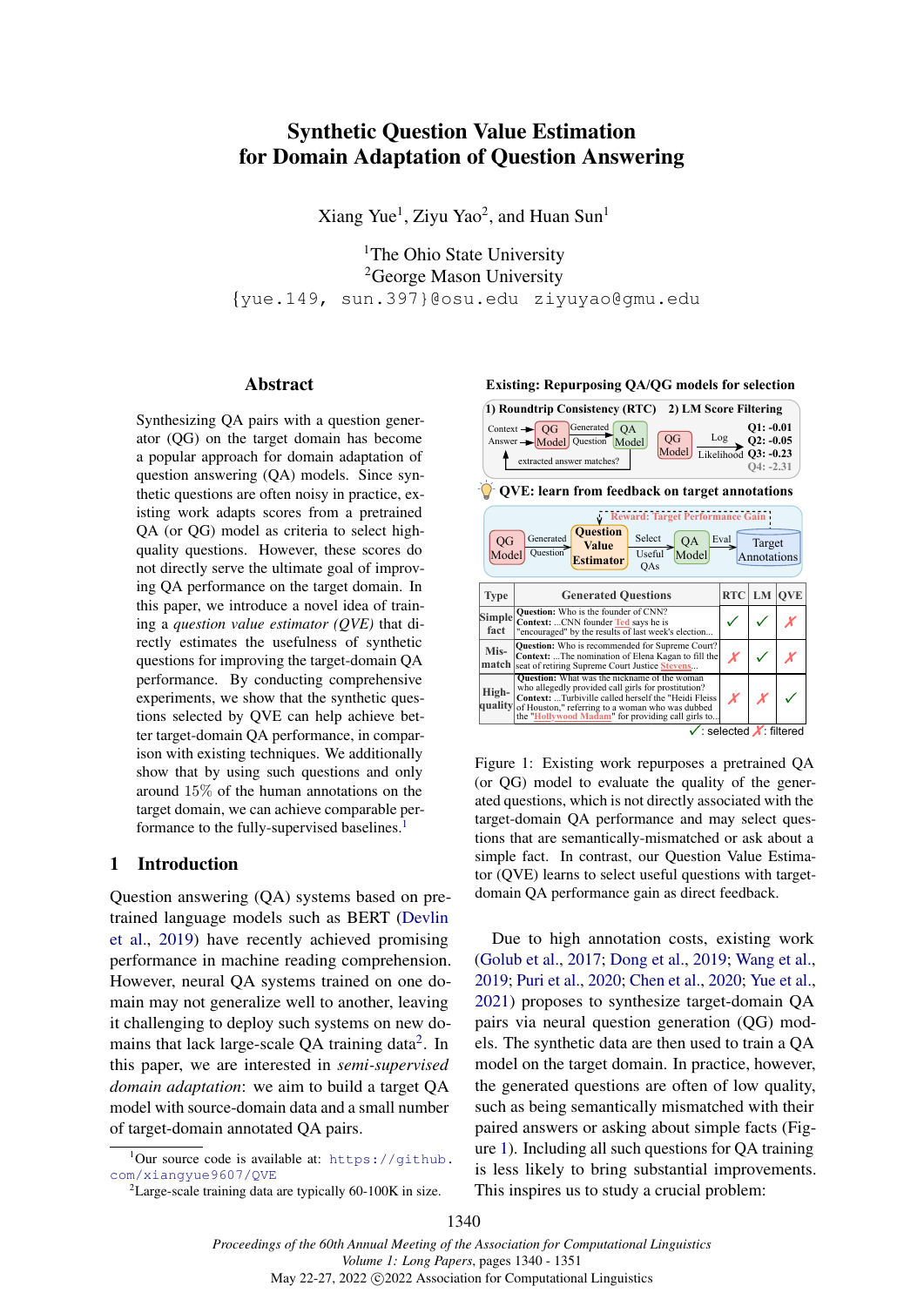# Synthetic Question Value Estimation for Domain Adaptation of Question Answering

Xiang Yue[1], Ziyu Yao[2], and Huan Sun[1]

[1]The Ohio State University
[2]George Mason University
{yue.149, sun.397}@osu.edu ziyuyao@gmu.edu

## Abstract

Synthesizing QA pairs with a question generator (QG) on the target domain has become a popular approach for domain adaptation of question answering (QA) models. Since synthetic questions are often noisy in practice, existing work adapts scores from a pretrained QA (or QG) model as criteria to select high-quality questions. However, these scores do not directly serve the ultimate goal of improving QA performance on the target domain. In this paper, we introduce a novel idea of training a *question value estimator (QVE)* that directly estimates the usefulness of synthetic questions for improving the target-domain QA performance. By conducting comprehensive experiments, we show that the synthetic questions selected by QVE can help achieve better target-domain QA performance, in comparison with existing techniques. We additionally show that by using such questions and only around 15% of the human annotations on the target domain, we can achieve comparable performance to the fully-supervised baselines.[1]

## 1 Introduction

Question answering (QA) systems based on pretrained language models such as BERT (Devlin et al., 2019) have recently achieved promising performance in machine reading comprehension. However, neural QA systems trained on one domain may not generalize well to another, leaving it challenging to deploy such systems on new domains that lack large-scale QA training data[2]. In this paper, we are interested in *semi-supervised domain adaptation*: we aim to build a target QA model with source-domain data and a small number of target-domain annotated QA pairs.

**Existing: Repurposing QA/QG models for selection**

1) Roundtrip Consistency (RTC) — Context, Answer → QG Model → Generated Question → QA Model → extracted answer matches?

2) LM Score Filtering — QG Model → Log Likelihood → Q1: -0.01, Q2: -0.05, Q3: -0.23, Q4: -2.31

**QVE: learn from feedback on target annotations**

QG Model → Generated Question → Question Value Estimator → Select Useful QAs → QA Model → Eval → Target Annotations; Reward: Target Performance Gain

| Type | Generated Questions | RTC | LM | QVE |
|---|---|---|---|---|
| Simple fact | **Question:** Who is the founder of CNN? **Context:** ...CNN founder Ted says he is "encouraged" by the results of last week's election... | ✓ | ✓ | ✗ |
| Mis-match | **Question:** Who is recommended for Supreme Court? **Context:** ...The nomination of Elena Kagan to fill the seat of retiring Supreme Court Justice Stevens... | ✗ | ✓ | ✗ |
| High-quality | **Question:** What was the nickname of the woman who allegedly provided call girls for prostitution? **Context:** ...Turbiville called herself the "Heidi Fleiss of Houston," referring to a woman who was dubbed the "Hollywood Madam" for providing call girls to... | ✗ | ✗ | ✓ |

✓: selected ✗: filtered

Figure 1: Existing work repurposes a pretrained QA (or QG) model to evaluate the quality of the generated questions, which is not directly associated with the target-domain QA performance and may select questions that are semantically-mismatched or ask about a simple fact. In contrast, our Question Value Estimator (QVE) learns to select useful questions with target-domain QA performance gain as direct feedback.

Due to high annotation costs, existing work (Golub et al., 2017; Dong et al., 2019; Wang et al., 2019; Puri et al., 2020; Chen et al., 2020; Yue et al., 2021) proposes to synthesize target-domain QA pairs via neural question generation (QG) models. The synthetic data are then used to train a QA model on the target domain. In practice, however, the generated questions are often of low quality, such as being semantically mismatched with their paired answers or asking about simple facts (Figure 1). Including all such questions for QA training is less likely to bring substantial improvements. This inspires us to study a crucial problem:

[1]Our source code is available at: https://github.com/xiangyue9607/QVE

[2]Large-scale training data are typically 60-100K in size.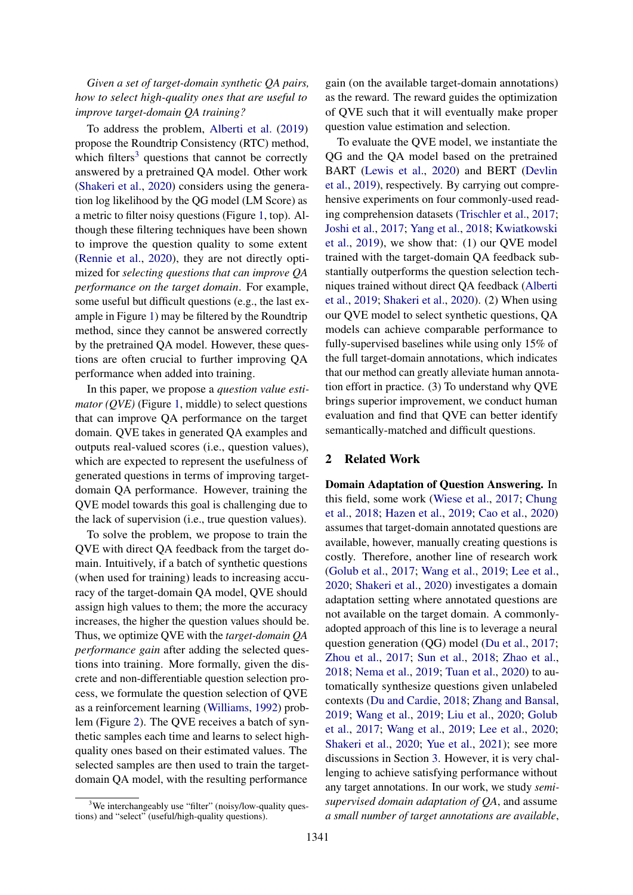*Given a set of target-domain synthetic QA pairs, how to select high-quality ones that are useful to improve target-domain QA training?*

To address the problem, Alberti et al. (2019) propose the Roundtrip Consistency (RTC) method, which filters[3] questions that cannot be correctly answered by a pretrained QA model. Other work (Shakeri et al., 2020) considers using the generation log likelihood by the QG model (LM Score) as a metric to filter noisy questions (Figure 1, top). Although these filtering techniques have been shown to improve the question quality to some extent (Rennie et al., 2020), they are not directly optimized for *selecting questions that can improve QA performance on the target domain*. For example, some useful but difficult questions (e.g., the last example in Figure 1) may be filtered by the Roundtrip method, since they cannot be answered correctly by the pretrained QA model. However, these questions are often crucial to further improving QA performance when added into training.

In this paper, we propose a *question value estimator (QVE)* (Figure 1, middle) to select questions that can improve QA performance on the target domain. QVE takes in generated QA examples and outputs real-valued scores (i.e., question values), which are expected to represent the usefulness of generated questions in terms of improving target-domain QA performance. However, training the QVE model towards this goal is challenging due to the lack of supervision (i.e., true question values).

To solve the problem, we propose to train the QVE with direct QA feedback from the target domain. Intuitively, if a batch of synthetic questions (when used for training) leads to increasing accuracy of the target-domain QA model, QVE should assign high values to them; the more the accuracy increases, the higher the question values should be. Thus, we optimize QVE with the *target-domain QA performance gain* after adding the selected questions into training. More formally, given the discrete and non-differentiable question selection process, we formulate the question selection of QVE as a reinforcement learning (Williams, 1992) problem (Figure 2). The QVE receives a batch of synthetic samples each time and learns to select high-quality ones based on their estimated values. The selected samples are then used to train the target-domain QA model, with the resulting performance gain (on the available target-domain annotations) as the reward. The reward guides the optimization of QVE such that it will eventually make proper question value estimation and selection.

To evaluate the QVE model, we instantiate the QG and the QA model based on the pretrained BART (Lewis et al., 2020) and BERT (Devlin et al., 2019), respectively. By carrying out comprehensive experiments on four commonly-used reading comprehension datasets (Trischler et al., 2017; Joshi et al., 2017; Yang et al., 2018; Kwiatkowski et al., 2019), we show that: (1) our QVE model trained with the target-domain QA feedback substantially outperforms the question selection techniques trained without direct QA feedback (Alberti et al., 2019; Shakeri et al., 2020). (2) When using our QVE model to select synthetic questions, QA models can achieve comparable performance to fully-supervised baselines while using only 15% of the full target-domain annotations, which indicates that our method can greatly alleviate human annotation effort in practice. (3) To understand why QVE brings superior improvement, we conduct human evaluation and find that QVE can better identify semantically-matched and difficult questions.

## 2 Related Work

**Domain Adaptation of Question Answering.** In this field, some work (Wiese et al., 2017; Chung et al., 2018; Hazen et al., 2019; Cao et al., 2020) assumes that target-domain annotated questions are available, however, manually creating questions is costly. Therefore, another line of research work (Golub et al., 2017; Wang et al., 2019; Lee et al., 2020; Shakeri et al., 2020) investigates a domain adaptation setting where annotated questions are not available on the target domain. A commonly-adopted approach of this line is to leverage a neural question generation (QG) model (Du et al., 2017; Zhou et al., 2017; Sun et al., 2018; Zhao et al., 2018; Nema et al., 2019; Tuan et al., 2020) to automatically synthesize questions given unlabeled contexts (Du and Cardie, 2018; Zhang and Bansal, 2019; Wang et al., 2019; Liu et al., 2020; Golub et al., 2017; Wang et al., 2019; Lee et al., 2020; Shakeri et al., 2020; Yue et al., 2021); see more discussions in Section 3. However, it is very challenging to achieve satisfying performance without any target annotations. In our work, we study *semi-supervised domain adaptation of QA*, and assume *a small number of target annotations are available*,

[3] We interchangeably use "filter" (noisy/low-quality questions) and "select" (useful/high-quality questions).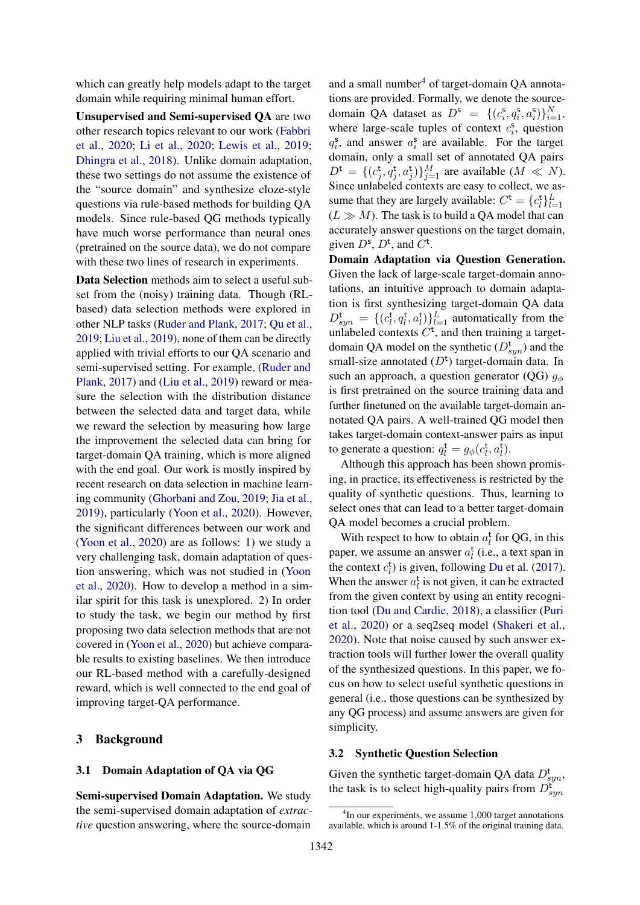which can greatly help models adapt to the target domain while requiring minimal human effort.

**Unsupervised and Semi-supervised QA** are two other research topics relevant to our work (Fabbri et al., 2020; Li et al., 2020; Lewis et al., 2019; Dhingra et al., 2018). Unlike domain adaptation, these two settings do not assume the existence of the "source domain" and synthesize cloze-style questions via rule-based methods for building QA models. Since rule-based QG methods typically have much worse performance than neural ones (pretrained on the source data), we do not compare with these two lines of research in experiments.

**Data Selection** methods aim to select a useful subset from the (noisy) training data. Though (RL-based) data selection methods were explored in other NLP tasks (Ruder and Plank, 2017; Qu et al., 2019; Liu et al., 2019), none of them can be directly applied with trivial efforts to our QA scenario and semi-supervised setting. For example, (Ruder and Plank, 2017) and (Liu et al., 2019) reward or measure the selection with the distribution distance between the selected data and target data, while we reward the selection by measuring how large the improvement the selected data can bring for target-domain QA training, which is more aligned with the end goal. Our work is mostly inspired by recent research on data selection in machine learning community (Ghorbani and Zou, 2019; Jia et al., 2019), particularly (Yoon et al., 2020). However, the significant differences between our work and (Yoon et al., 2020) are as follows: 1) we study a very challenging task, domain adaptation of question answering, which was not studied in (Yoon et al., 2020). How to develop a method in a similar spirit for this task is unexplored. 2) In order to study the task, we begin our method by first proposing two data selection methods that are not covered in (Yoon et al., 2020) but achieve comparable results to existing baselines. We then introduce our RL-based method with a carefully-designed reward, which is well connected to the end goal of improving target-QA performance.

## 3 Background

### 3.1 Domain Adaptation of QA via QG

**Semi-supervised Domain Adaptation.** We study the semi-supervised domain adaptation of *extractive* question answering, where the source-domain and a small number[4] of target-domain QA annotations are provided. Formally, we denote the source-domain QA dataset as $D^{\mathsf{s}} = \{(c_i^{\mathsf{s}}, q_i^{\mathsf{s}}, a_i^{\mathsf{s}})\}_{i=1}^{N}$, where large-scale tuples of context $c_i^{\mathsf{s}}$, question $q_i^{\mathsf{s}}$, and answer $a_i^{\mathsf{s}}$ are available. For the target domain, only a small set of annotated QA pairs $D^{\mathsf{t}} = \{(c_j^{\mathsf{t}}, q_j^{\mathsf{t}}, a_j^{\mathsf{t}})\}_{j=1}^{M}$ are available ($M \ll N$). Since unlabeled contexts are easy to collect, we assume that they are largely available: $C^{\mathsf{t}} = \{c_l^{\mathsf{t}}\}_{l=1}^{L}$ ($L \gg M$). The task is to build a QA model that can accurately answer questions on the target domain, given $D^{\mathsf{s}}$, $D^{\mathsf{t}}$, and $C^{\mathsf{t}}$.

**Domain Adaptation via Question Generation.** Given the lack of large-scale target-domain annotations, an intuitive approach to domain adaptation is first synthesizing target-domain QA data $D_{syn}^{\mathsf{t}} = \{(c_l^{\mathsf{t}}, q_l^{\mathsf{t}}, a_l^{\mathsf{t}})\}_{l=1}^{L}$ automatically from the unlabeled contexts $C^{\mathsf{t}}$, and then training a target-domain QA model on the synthetic ($D_{syn}^{\mathsf{t}}$) and the small-size annotated ($D^{\mathsf{t}}$) target-domain data. In such an approach, a question generator (QG) $g_\phi$ is first pretrained on the source training data and further finetuned on the available target-domain annotated QA pairs. A well-trained QG model then takes target-domain context-answer pairs as input to generate a question: $q_l^{\mathsf{t}} = g_\phi(c_l^{\mathsf{t}}, a_l^{\mathsf{t}})$.

Although this approach has been shown promising, in practice, its effectiveness is restricted by the quality of synthetic questions. Thus, learning to select ones that can lead to a better target-domain QA model becomes a crucial problem.

With respect to how to obtain $a_l^{\mathsf{t}}$ for QG, in this paper, we assume an answer $a_l^{\mathsf{t}}$ (i.e., a text span in the context $c_l^{\mathsf{t}}$) is given, following Du et al. (2017). When the answer $a_l^{\mathsf{t}}$ is not given, it can be extracted from the given context by using an entity recognition tool (Du and Cardie, 2018), a classifier (Puri et al., 2020) or a seq2seq model (Shakeri et al., 2020). Note that noise caused by such answer extraction tools will further lower the overall quality of the synthesized questions. In this paper, we focus on how to select useful synthetic questions in general (i.e., those questions can be synthesized by any QG process) and assume answers are given for simplicity.

### 3.2 Synthetic Question Selection

Given the synthetic target-domain QA data $D_{syn}^{\mathsf{t}}$, the task is to select high-quality pairs from $D_{syn}^{\mathsf{t}}$

[4] In our experiments, we assume 1,000 target annotations available, which is around 1-1.5% of the original training data.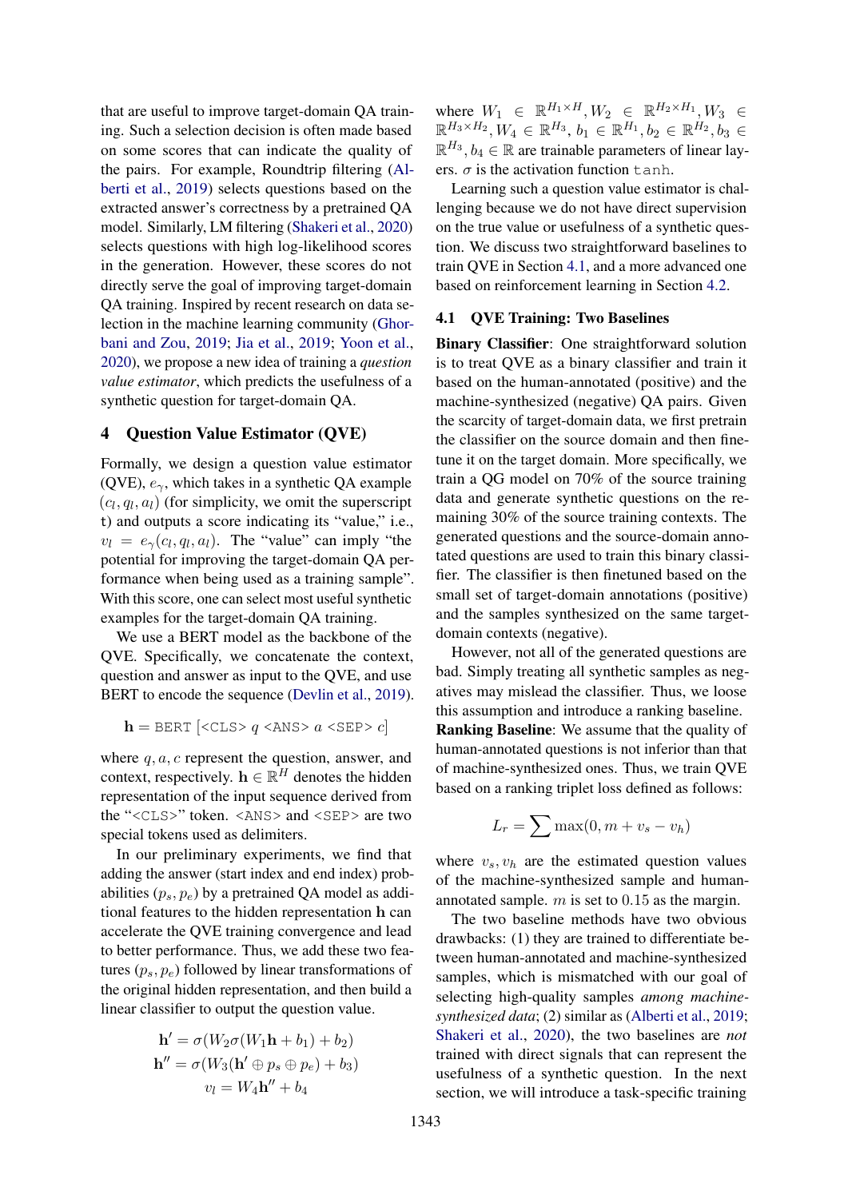that are useful to improve target-domain QA training. Such a selection decision is often made based on some scores that can indicate the quality of the pairs. For example, Roundtrip filtering (Alberti et al., 2019) selects questions based on the extracted answer's correctness by a pretrained QA model. Similarly, LM filtering (Shakeri et al., 2020) selects questions with high log-likelihood scores in the generation. However, these scores do not directly serve the goal of improving target-domain QA training. Inspired by recent research on data selection in the machine learning community (Ghorbani and Zou, 2019; Jia et al., 2019; Yoon et al., 2020), we propose a new idea of training a *question value estimator*, which predicts the usefulness of a synthetic question for target-domain QA.

## 4 Question Value Estimator (QVE)

Formally, we design a question value estimator (QVE), $e_\gamma$, which takes in a synthetic QA example $(c_l, q_l, a_l)$ (for simplicity, we omit the superscript t) and outputs a score indicating its "value," i.e., $v_l = e_\gamma(c_l, q_l, a_l)$. The "value" can imply "the potential for improving the target-domain QA performance when being used as a training sample". With this score, one can select most useful synthetic examples for the target-domain QA training.

We use a BERT model as the backbone of the QVE. Specifically, we concatenate the context, question and answer as input to the QVE, and use BERT to encode the sequence (Devlin et al., 2019).

$$\mathbf{h} = \texttt{BERT}\left[\texttt{<CLS>}\ q\ \texttt{<ANS>}\ a\ \texttt{<SEP>}\ c\right]$$

where $q, a, c$ represent the question, answer, and context, respectively. $\mathbf{h} \in \mathbb{R}^H$ denotes the hidden representation of the input sequence derived from the "<CLS>" token. <ANS> and <SEP> are two special tokens used as delimiters.

In our preliminary experiments, we find that adding the answer (start index and end index) probabilities $(p_s, p_e)$ by a pretrained QA model as additional features to the hidden representation $\mathbf{h}$ can accelerate the QVE training convergence and lead to better performance. Thus, we add these two features $(p_s, p_e)$ followed by linear transformations of the original hidden representation, and then build a linear classifier to output the question value.

$$\mathbf{h}' = \sigma(W_2\sigma(W_1\mathbf{h} + b_1) + b_2)$$
$$\mathbf{h}'' = \sigma(W_3(\mathbf{h}' \oplus p_s \oplus p_e) + b_3)$$
$$v_l = W_4\mathbf{h}'' + b_4$$

where $W_1 \in \mathbb{R}^{H_1 \times H}, W_2 \in \mathbb{R}^{H_2 \times H_1}, W_3 \in \mathbb{R}^{H_3 \times H_2}, W_4 \in \mathbb{R}^{H_3}, b_1 \in \mathbb{R}^{H_1}, b_2 \in \mathbb{R}^{H_2}, b_3 \in \mathbb{R}^{H_3}, b_4 \in \mathbb{R}$ are trainable parameters of linear layers. $\sigma$ is the activation function tanh.

Learning such a question value estimator is challenging because we do not have direct supervision on the true value or usefulness of a synthetic question. We discuss two straightforward baselines to train QVE in Section 4.1, and a more advanced one based on reinforcement learning in Section 4.2.

### 4.1 QVE Training: Two Baselines

**Binary Classifier**: One straightforward solution is to treat QVE as a binary classifier and train it based on the human-annotated (positive) and the machine-synthesized (negative) QA pairs. Given the scarcity of target-domain data, we first pretrain the classifier on the source domain and then finetune it on the target domain. More specifically, we train a QG model on 70% of the source training data and generate synthetic questions on the remaining 30% of the source training contexts. The generated questions and the source-domain annotated questions are used to train this binary classifier. The classifier is then finetuned based on the small set of target-domain annotations (positive) and the samples synthesized on the same target-domain contexts (negative).

However, not all of the generated questions are bad. Simply treating all synthetic samples as negatives may mislead the classifier. Thus, we loose this assumption and introduce a ranking baseline.

**Ranking Baseline**: We assume that the quality of human-annotated questions is not inferior than that of machine-synthesized ones. Thus, we train QVE based on a ranking triplet loss defined as follows:

$$L_r = \sum \max(0, m + v_s - v_h)$$

where $v_s, v_h$ are the estimated question values of the machine-synthesized sample and human-annotated sample. $m$ is set to 0.15 as the margin.

The two baseline methods have two obvious drawbacks: (1) they are trained to differentiate between human-annotated and machine-synthesized samples, which is mismatched with our goal of selecting high-quality samples *among machine-synthesized data*; (2) similar as (Alberti et al., 2019; Shakeri et al., 2020), the two baselines are *not* trained with direct signals that can represent the usefulness of a synthetic question. In the next section, we will introduce a task-specific training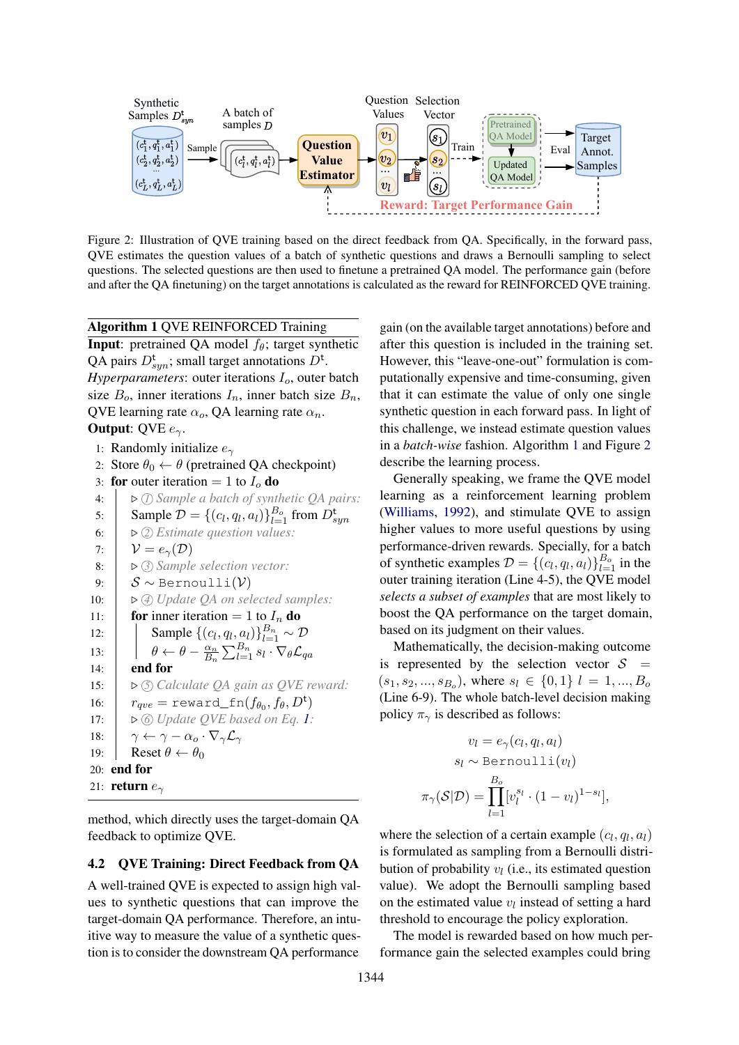Figure 2: Illustration of QVE training based on the direct feedback from QA. Specifically, in the forward pass, QVE estimates the question values of a batch of synthetic questions and draws a Bernoulli sampling to select questions. The selected questions are then used to finetune a pretrained QA model. The performance gain (before and after the QA finetuning) on the target annotations is calculated as the reward for REINFORCED QVE training.

**Algorithm 1** QVE REINFORCED Training

**Input**: pretrained QA model $f_\theta$; target synthetic QA pairs $D^{\text{t}}_{syn}$; small target annotations $D^{\text{t}}$.
*Hyperparameters*: outer iterations $I_o$, outer batch size $B_o$, inner iterations $I_n$, inner batch size $B_n$, QVE learning rate $\alpha_o$, QA learning rate $\alpha_n$.
**Output**: QVE $e_\gamma$.

1: Randomly initialize $e_\gamma$
2: Store $\theta_0 \leftarrow \theta$ (pretrained QA checkpoint)
3: **for** outer iteration $= 1$ to $I_o$ **do**
4: ▷ ① *Sample a batch of synthetic QA pairs:*
5: Sample $\mathcal{D} = \{(c_l, q_l, a_l)\}_{l=1}^{B_o}$ from $D^{\text{t}}_{syn}$
6: ▷ ② *Estimate question values:*
7: $\mathcal{V} = e_\gamma(\mathcal{D})$
8: ▷ ③ *Sample selection vector:*
9: $\mathcal{S} \sim \texttt{Bernoulli}(\mathcal{V})$
10: ▷ ④ *Update QA on selected samples:*
11: **for** inner iteration $= 1$ to $I_n$ **do**
12: Sample $\{(c_l, q_l, a_l)\}_{l=1}^{B_n} \sim \mathcal{D}$
13: $\theta \leftarrow \theta - \frac{\alpha_n}{B_n} \sum_{l=1}^{B_n} s_l \cdot \nabla_\theta \mathcal{L}_{qa}$
14: **end for**
15: ▷ ⑤ *Calculate QA gain as QVE reward:*
16: $r_{qve} = \texttt{reward\_fn}(f_{\theta_0}, f_\theta, D^{\text{t}})$
17: ▷ ⑥ *Update QVE based on Eq. 1:*
18: $\gamma \leftarrow \gamma - \alpha_o \cdot \nabla_\gamma \mathcal{L}_\gamma$
19: Reset $\theta \leftarrow \theta_0$
20: **end for**
21: **return** $e_\gamma$

method, which directly uses the target-domain QA feedback to optimize QVE.

### 4.2 QVE Training: Direct Feedback from QA

A well-trained QVE is expected to assign high values to synthetic questions that can improve the target-domain QA performance. Therefore, an intuitive way to measure the value of a synthetic question is to consider the downstream QA performance gain (on the available target annotations) before and after this question is included in the training set. However, this "leave-one-out" formulation is computationally expensive and time-consuming, given that it can estimate the value of only one single synthetic question in each forward pass. In light of this challenge, we instead estimate question values in a *batch-wise* fashion. Algorithm 1 and Figure 2 describe the learning process.

Generally speaking, we frame the QVE model learning as a reinforcement learning problem (Williams, 1992), and stimulate QVE to assign higher values to more useful questions by using performance-driven rewards. Specially, for a batch of synthetic examples $\mathcal{D} = \{(c_l, q_l, a_l)\}_{l=1}^{B_o}$ in the outer training iteration (Line 4-5), the QVE model *selects a subset of examples* that are most likely to boost the QA performance on the target domain, based on its judgment on their values.

Mathematically, the decision-making outcome is represented by the selection vector $\mathcal{S} = (s_1, s_2, ..., s_{B_o})$, where $s_l \in \{0, 1\}$ $l = 1, ..., B_o$ (Line 6-9). The whole batch-level decision making policy $\pi_\gamma$ is described as follows:

$$
\begin{aligned}
v_l &= e_\gamma(c_l, q_l, a_l) \\
s_l &\sim \texttt{Bernoulli}(v_l) \\
\pi_\gamma(\mathcal{S}|\mathcal{D}) &= \prod_{l=1}^{B_o} [v_l^{s_l} \cdot (1 - v_l)^{1-s_l}],
\end{aligned}
$$

where the selection of a certain example $(c_l, q_l, a_l)$ is formulated as sampling from a Bernoulli distribution of probability $v_l$ (i.e., its estimated question value). We adopt the Bernoulli sampling based on the estimated value $v_l$ instead of setting a hard threshold to encourage the policy exploration.

The model is rewarded based on how much performance gain the selected examples could bring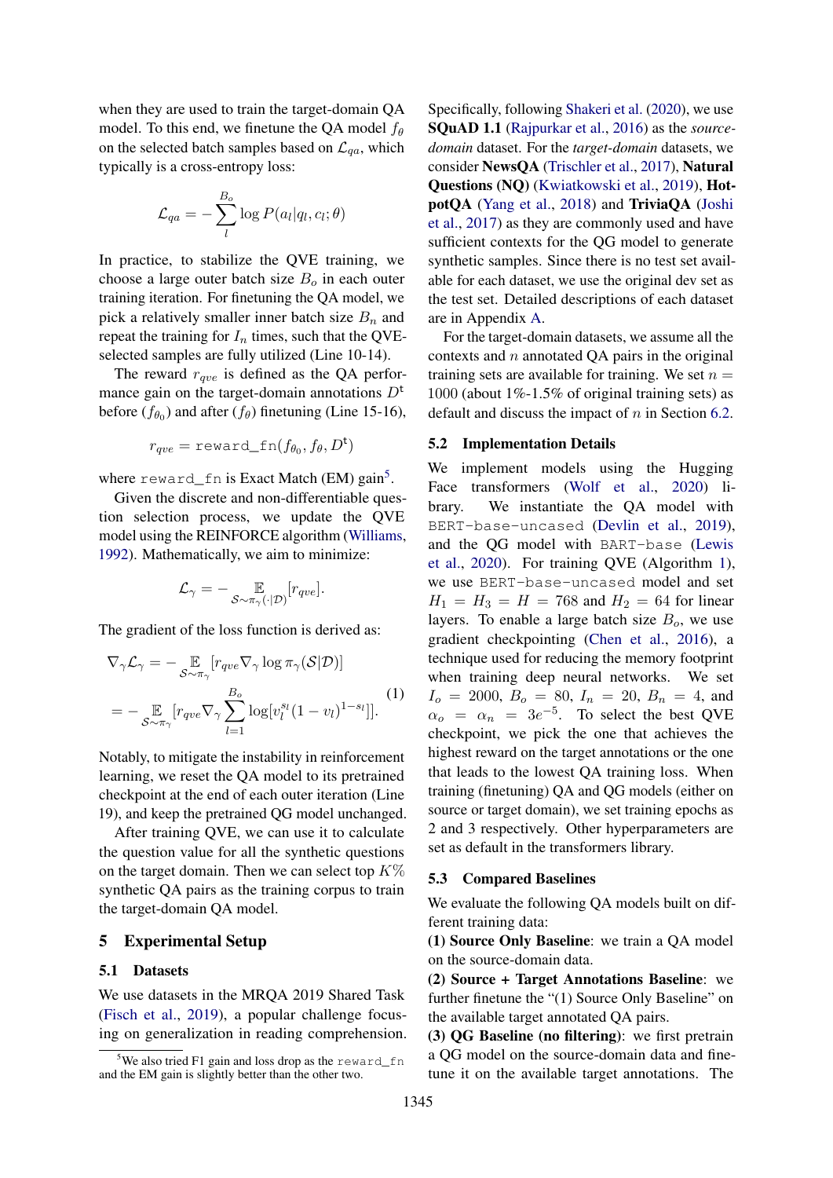when they are used to train the target-domain QA model. To this end, we finetune the QA model $f_\theta$ on the selected batch samples based on $\mathcal{L}_{qa}$, which typically is a cross-entropy loss:

$$\mathcal{L}_{qa} = -\sum_{l}^{B_o} \log P(a_l | q_l, c_l; \theta)$$

In practice, to stabilize the QVE training, we choose a large outer batch size $B_o$ in each outer training iteration. For finetuning the QA model, we pick a relatively smaller inner batch size $B_n$ and repeat the training for $I_n$ times, such that the QVE-selected samples are fully utilized (Line 10-14).

The reward $r_{qve}$ is defined as the QA performance gain on the target-domain annotations $D^{\mathrm{t}}$ before ($f_{\theta_0}$) and after ($f_\theta$) finetuning (Line 15-16),

$$r_{qve} = \texttt{reward\_fn}(f_{\theta_0}, f_\theta, D^{\mathrm{t}})$$

where `reward_fn` is Exact Match (EM) gain[5].

Given the discrete and non-differentiable question selection process, we update the QVE model using the REINFORCE algorithm (Williams, 1992). Mathematically, we aim to minimize:

$$\mathcal{L}_\gamma = -\mathop{\mathbb{E}}_{\mathcal{S} \sim \pi_\gamma(\cdot|\mathcal{D})} [r_{qve}].$$

The gradient of the loss function is derived as:

$$\begin{aligned}
\nabla_\gamma \mathcal{L}_\gamma &= -\mathop{\mathbb{E}}_{\mathcal{S} \sim \pi_\gamma} [r_{qve} \nabla_\gamma \log \pi_\gamma(\mathcal{S}|\mathcal{D})] \\
&= -\mathop{\mathbb{E}}_{\mathcal{S} \sim \pi_\gamma} [r_{qve} \nabla_\gamma \sum_{l=1}^{B_o} \log [v_l^{s_l} (1 - v_l)^{1-s_l}]].
\end{aligned} \tag{1}$$

Notably, to mitigate the instability in reinforcement learning, we reset the QA model to its pretrained checkpoint at the end of each outer iteration (Line 19), and keep the pretrained QG model unchanged.

After training QVE, we can use it to calculate the question value for all the synthetic questions on the target domain. Then we can select top $K\%$ synthetic QA pairs as the training corpus to train the target-domain QA model.

# 5 Experimental Setup

## 5.1 Datasets

We use datasets in the MRQA 2019 Shared Task (Fisch et al., 2019), a popular challenge focusing on generalization in reading comprehension. Specifically, following Shakeri et al. (2020), we use **SQuAD 1.1** (Rajpurkar et al., 2016) as the *source-domain* dataset. For the *target-domain* datasets, we consider **NewsQA** (Trischler et al., 2017), **Natural Questions (NQ)** (Kwiatkowski et al., 2019), **HotpotQA** (Yang et al., 2018) and **TriviaQA** (Joshi et al., 2017) as they are commonly used and have sufficient contexts for the QG model to generate synthetic samples. Since there is no test set available for each dataset, we use the original dev set as the test set. Detailed descriptions of each dataset are in Appendix A.

For the target-domain datasets, we assume all the contexts and $n$ annotated QA pairs in the original training sets are available for training. We set $n = 1000$ (about 1%-1.5% of original training sets) as default and discuss the impact of $n$ in Section 6.2.

## 5.2 Implementation Details

We implement models using the Hugging Face transformers (Wolf et al., 2020) library. We instantiate the QA model with `BERT-base-uncased` (Devlin et al., 2019), and the QG model with `BART-base` (Lewis et al., 2020). For training QVE (Algorithm 1), we use `BERT-base-uncased` model and set $H_1 = H_3 = H = 768$ and $H_2 = 64$ for linear layers. To enable a large batch size $B_o$, we use gradient checkpointing (Chen et al., 2016), a technique used for reducing the memory footprint when training deep neural networks. We set $I_o = 2000$, $B_o = 80$, $I_n = 20$, $B_n = 4$, and $\alpha_o = \alpha_n = 3e^{-5}$. To select the best QVE checkpoint, we pick the one that achieves the highest reward on the target annotations or the one that leads to the lowest QA training loss. When training (finetuning) QA and QG models (either on source or target domain), we set training epochs as 2 and 3 respectively. Other hyperparameters are set as default in the transformers library.

## 5.3 Compared Baselines

We evaluate the following QA models built on different training data:

**(1) Source Only Baseline**: we train a QA model on the source-domain data.

**(2) Source + Target Annotations Baseline**: we further finetune the "(1) Source Only Baseline" on the available target annotated QA pairs.

**(3) QG Baseline (no filtering)**: we first pretrain a QG model on the source-domain data and finetune it on the available target annotations. The

[5] We also tried F1 gain and loss drop as the `reward_fn` and the EM gain is slightly better than the other two.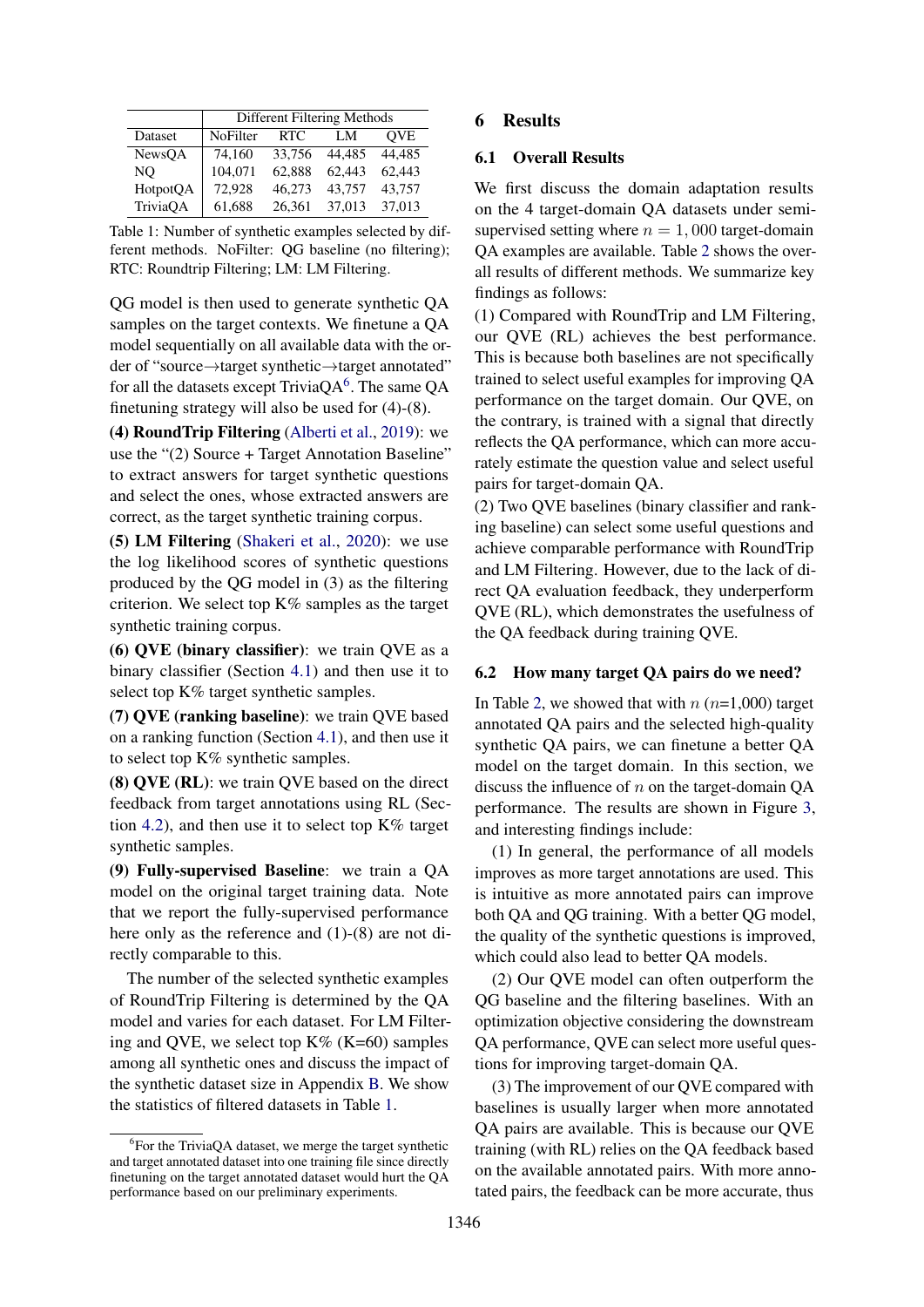| | Different Filtering Methods | | | |
|---|---|---|---|---|
| Dataset | NoFilter | RTC | LM | QVE |
| NewsQA | 74,160 | 33,756 | 44,485 | 44,485 |
| NQ | 104,071 | 62,888 | 62,443 | 62,443 |
| HotpotQA | 72,928 | 46,273 | 43,757 | 43,757 |
| TriviaQA | 61,688 | 26,361 | 37,013 | 37,013 |

Table 1: Number of synthetic examples selected by different methods. NoFilter: QG baseline (no filtering); RTC: Roundtrip Filtering; LM: LM Filtering.

QG model is then used to generate synthetic QA samples on the target contexts. We finetune a QA model sequentially on all available data with the order of "source→target synthetic→target annotated" for all the datasets except TriviaQA[6]. The same QA finetuning strategy will also be used for (4)-(8).

**(4) RoundTrip Filtering** (Alberti et al., 2019): we use the "(2) Source + Target Annotation Baseline" to extract answers for target synthetic questions and select the ones, whose extracted answers are correct, as the target synthetic training corpus.

**(5) LM Filtering** (Shakeri et al., 2020): we use the log likelihood scores of synthetic questions produced by the QG model in (3) as the filtering criterion. We select top K% samples as the target synthetic training corpus.

**(6) QVE (binary classifier)**: we train QVE as a binary classifier (Section 4.1) and then use it to select top K% target synthetic samples.

**(7) QVE (ranking baseline)**: we train QVE based on a ranking function (Section 4.1), and then use it to select top K% synthetic samples.

**(8) QVE (RL)**: we train QVE based on the direct feedback from target annotations using RL (Section 4.2), and then use it to select top K% target synthetic samples.

**(9) Fully-supervised Baseline**: we train a QA model on the original target training data. Note that we report the fully-supervised performance here only as the reference and (1)-(8) are not directly comparable to this.

The number of the selected synthetic examples of RoundTrip Filtering is determined by the QA model and varies for each dataset. For LM Filtering and QVE, we select top K% (K=60) samples among all synthetic ones and discuss the impact of the synthetic dataset size in Appendix B. We show the statistics of filtered datasets in Table 1.

[6]For the TriviaQA dataset, we merge the target synthetic and target annotated dataset into one training file since directly finetuning on the target annotated dataset would hurt the QA performance based on our preliminary experiments.

# 6 Results

## 6.1 Overall Results

We first discuss the domain adaptation results on the 4 target-domain QA datasets under semi-supervised setting where $n = 1,000$ target-domain QA examples are available. Table 2 shows the overall results of different methods. We summarize key findings as follows:

(1) Compared with RoundTrip and LM Filtering, our QVE (RL) achieves the best performance. This is because both baselines are not specifically trained to select useful examples for improving QA performance on the target domain. Our QVE, on the contrary, is trained with a signal that directly reflects the QA performance, which can more accurately estimate the question value and select useful pairs for target-domain QA.

(2) Two QVE baselines (binary classifier and ranking baseline) can select some useful questions and achieve comparable performance with RoundTrip and LM Filtering. However, due to the lack of direct QA evaluation feedback, they underperform QVE (RL), which demonstrates the usefulness of the QA feedback during training QVE.

## 6.2 How many target QA pairs do we need?

In Table 2, we showed that with $n$ ($n$=1,000) target annotated QA pairs and the selected high-quality synthetic QA pairs, we can finetune a better QA model on the target domain. In this section, we discuss the influence of $n$ on the target-domain QA performance. The results are shown in Figure 3, and interesting findings include:

(1) In general, the performance of all models improves as more target annotations are used. This is intuitive as more annotated pairs can improve both QA and QG training. With a better QG model, the quality of the synthetic questions is improved, which could also lead to better QA models.

(2) Our QVE model can often outperform the QG baseline and the filtering baselines. With an optimization objective considering the downstream QA performance, QVE can select more useful questions for improving target-domain QA.

(3) The improvement of our QVE compared with baselines is usually larger when more annotated QA pairs are available. This is because our QVE training (with RL) relies on the QA feedback based on the available annotated pairs. With more annotated pairs, the feedback can be more accurate, thus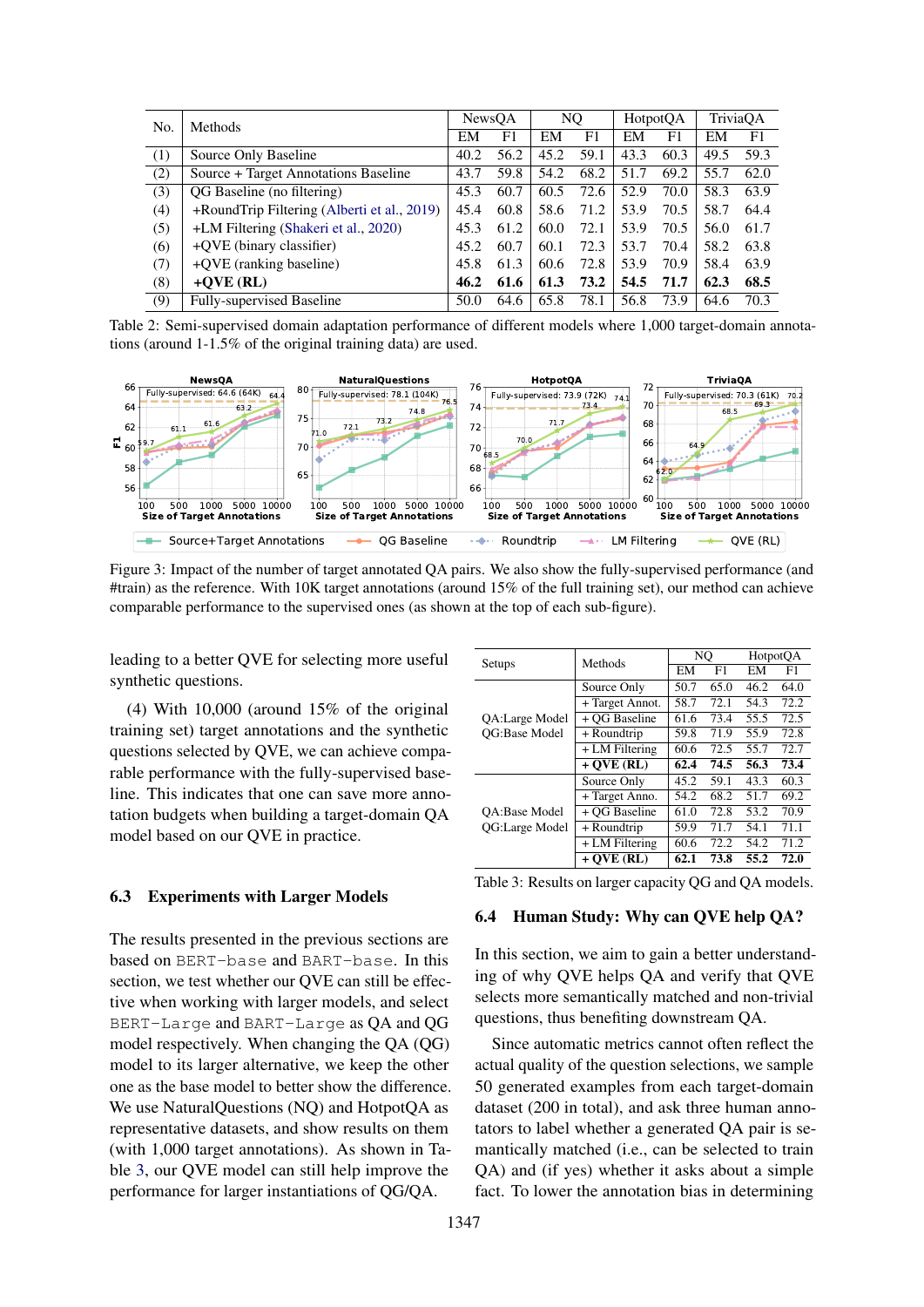| No. | Methods | NewsQA |  | NQ |  | HotpotQA |  | TriviaQA |  |
|---|---|---|---|---|---|---|---|---|---|
|  |  | EM | F1 | EM | F1 | EM | F1 | EM | F1 |
| (1) | Source Only Baseline | 40.2 | 56.2 | 45.2 | 59.1 | 43.3 | 60.3 | 49.5 | 59.3 |
| (2) | Source + Target Annotations Baseline | 43.7 | 59.8 | 54.2 | 68.2 | 51.7 | 69.2 | 55.7 | 62.0 |
| (3) | QG Baseline (no filtering) | 45.3 | 60.7 | 60.5 | 72.6 | 52.9 | 70.0 | 58.3 | 63.9 |
| (4) | +RoundTrip Filtering (Alberti et al., 2019) | 45.4 | 60.8 | 58.6 | 71.2 | 53.9 | 70.5 | 58.7 | 64.4 |
| (5) | +LM Filtering (Shakeri et al., 2020) | 45.3 | 61.2 | 60.0 | 72.1 | 53.9 | 70.5 | 56.0 | 61.7 |
| (6) | +QVE (binary classifier) | 45.2 | 60.7 | 60.1 | 72.3 | 53.7 | 70.4 | 58.2 | 63.8 |
| (7) | +QVE (ranking baseline) | 45.8 | 61.3 | 60.6 | 72.8 | 53.9 | 70.9 | 58.4 | 63.9 |
| (8) | **+QVE (RL)** | **46.2** | **61.6** | **61.3** | **73.2** | **54.5** | **71.7** | **62.3** | **68.5** |
| (9) | Fully-supervised Baseline | 50.0 | 64.6 | 65.8 | 78.1 | 56.8 | 73.9 | 64.6 | 70.3 |

Table 2: Semi-supervised domain adaptation performance of different models where 1,000 target-domain annotations (around 1-1.5% of the original training data) are used.

Figure 3: Impact of the number of target annotated QA pairs. We also show the fully-supervised performance (and #train) as the reference. With 10K target annotations (around 15% of the full training set), our method can achieve comparable performance to the supervised ones (as shown at the top of each sub-figure).

leading to a better QVE for selecting more useful synthetic questions.

(4) With 10,000 (around 15% of the original training set) target annotations and the synthetic questions selected by QVE, we can achieve comparable performance with the fully-supervised baseline. This indicates that one can save more annotation budgets when building a target-domain QA model based on our QVE in practice.

## 6.3 Experiments with Larger Models

The results presented in the previous sections are based on BERT-base and BART-base. In this section, we test whether our QVE can still be effective when working with larger models, and select BERT-Large and BART-Large as QA and QG model respectively. When changing the QA (QG) model to its larger alternative, we keep the other one as the base model to better show the difference. We use NaturalQuestions (NQ) and HotpotQA as representative datasets, and show results on them (with 1,000 target annotations). As shown in Table 3, our QVE model can still help improve the performance for larger instantiations of QG/QA.

| Setups | Methods | NQ |  | HotpotQA |  |
|---|---|---|---|---|---|
|  |  | EM | F1 | EM | F1 |
| QA:Large Model QG:Base Model | Source Only | 50.7 | 65.0 | 46.2 | 64.0 |
|  | + Target Annot. | 58.7 | 72.1 | 54.3 | 72.2 |
|  | + QG Baseline | 61.6 | 73.4 | 55.5 | 72.5 |
|  | + Roundtrip | 59.8 | 71.9 | 55.9 | 72.8 |
|  | + LM Filtering | 60.6 | 72.5 | 55.7 | 72.7 |
|  | **+ QVE (RL)** | **62.4** | **74.5** | **56.3** | **73.4** |
| QA:Base Model QG:Large Model | Source Only | 45.2 | 59.1 | 43.3 | 60.3 |
|  | + Target Anno. | 54.2 | 68.2 | 51.7 | 69.2 |
|  | + QG Baseline | 61.0 | 72.8 | 53.2 | 70.9 |
|  | + Roundtrip | 59.9 | 71.7 | 54.1 | 71.1 |
|  | + LM Filtering | 60.6 | 72.2 | 54.2 | 71.2 |
|  | **+ QVE (RL)** | **62.1** | **73.8** | **55.2** | **72.0** |

Table 3: Results on larger capacity QG and QA models.

## 6.4 Human Study: Why can QVE help QA?

In this section, we aim to gain a better understanding of why QVE helps QA and verify that QVE selects more semantically matched and non-trivial questions, thus benefiting downstream QA.

Since automatic metrics cannot often reflect the actual quality of the question selections, we sample 50 generated examples from each target-domain dataset (200 in total), and ask three human annotators to label whether a generated QA pair is semantically matched (i.e., can be selected to train QA) and (if yes) whether it asks about a simple fact. To lower the annotation bias in determining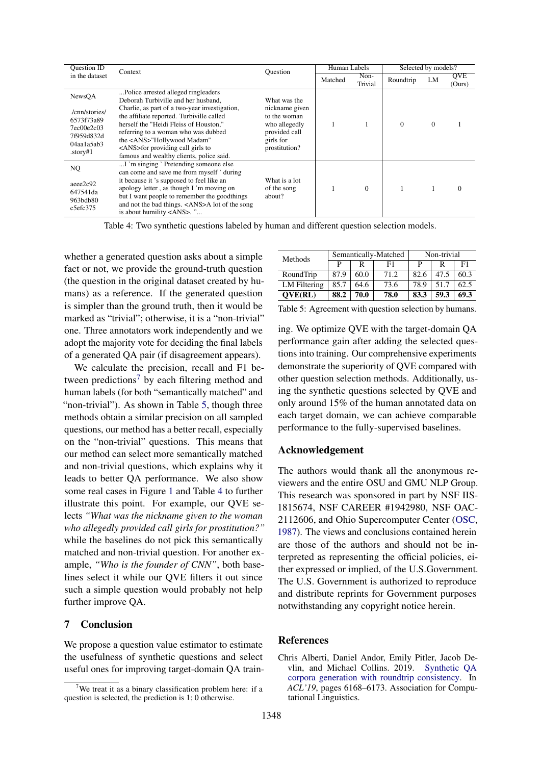| Question ID in the dataset | Context | Question | Human Labels | | Selected by models? | | |
|---|---|---|---|---|---|---|---|
| | | | Matched | Non-Trivial | Roundtrip | LM | QVE (Ours) |
| NewsQA ./cnn/stories/6573f73a897ec00e2c037f959d832d04aa1a5ab3.story#1 | ...Police arrested alleged ringleaders Deborah Turbiville and her husband, Charlie, as part of a two-year investigation, the affiliate reported. Turbiville called herself the "Heidi Fleiss of Houston," referring to a woman who was dubbed the <ANS>"Hollywood Madam" <ANS>for providing call girls to famous and wealthy clients, police said. | What was the nickname given to the woman who allegedly provided call girls for prostitution? | 1 | 1 | 0 | 0 | 1 |
| NQ aeee2c92647541da963bdb80c5efc375 | ...I 'm singing ' Pretending someone else can come and save me from myself ' during it because it 's supposed to feel like an apology letter , as though I 'm moving on but I want people to remember the goodthings and not the bad things. <ANS>A lot of the song is about humility <ANS>. "... | What is a lot of the song about? | 1 | 0 | 1 | 1 | 0 |

Table 4: Two synthetic questions labeled by human and different question selection models.

whether a generated question asks about a simple fact or not, we provide the ground-truth question (the question in the original dataset created by humans) as a reference. If the generated question is simpler than the ground truth, then it would be marked as "trivial"; otherwise, it is a "non-trivial" one. Three annotators work independently and we adopt the majority vote for deciding the final labels of a generated QA pair (if disagreement appears).

We calculate the precision, recall and F1 between predictions[7] by each filtering method and human labels (for both "semantically matched" and "non-trivial"). As shown in Table 5, though three methods obtain a similar precision on all sampled questions, our method has a better recall, especially on the "non-trivial" questions. This means that our method can select more semantically matched and non-trivial questions, which explains why it leads to better QA performance. We also show some real cases in Figure 1 and Table 4 to further illustrate this point. For example, our QVE selects *"What was the nickname given to the woman who allegedly provided call girls for prostitution?"* while the baselines do not pick this semantically matched and non-trivial question. For another example, *"Who is the founder of CNN"*, both baselines select it while our QVE filters it out since such a simple question would probably not help further improve QA.

[7] We treat it as a binary classification problem here: if a question is selected, the prediction is 1; 0 otherwise.

| Methods | Semantically-Matched | | | Non-trivial | | |
|---|---|---|---|---|---|---|
| | P | R | F1 | P | R | F1 |
| RoundTrip | 87.9 | 60.0 | 71.2 | 82.6 | 47.5 | 60.3 |
| LM Filtering | 85.7 | 64.6 | 73.6 | 78.9 | 51.7 | 62.5 |
| **QVE(RL)** | **88.2** | **70.0** | **78.0** | **83.3** | **59.3** | **69.3** |

Table 5: Agreement with question selection by humans.

## 7 Conclusion

We propose a question value estimator to estimate the usefulness of synthetic questions and select useful ones for improving target-domain QA training. We optimize QVE with the target-domain QA performance gain after adding the selected questions into training. Our comprehensive experiments demonstrate the superiority of QVE compared with other question selection methods. Additionally, using the synthetic questions selected by QVE and only around 15% of the human annotated data on each target domain, we can achieve comparable performance to the fully-supervised baselines.

## Acknowledgement

The authors would thank all the anonymous reviewers and the entire OSU and GMU NLP Group. This research was sponsored in part by NSF IIS-1815674, NSF CAREER #1942980, NSF OAC-2112606, and Ohio Supercomputer Center (OSC, 1987). The views and conclusions contained herein are those of the authors and should not be interpreted as representing the official policies, either expressed or implied, of the U.S.Government. The U.S. Government is authorized to reproduce and distribute reprints for Government purposes notwithstanding any copyright notice herein.

## References

Chris Alberti, Daniel Andor, Emily Pitler, Jacob Devlin, and Michael Collins. 2019. Synthetic QA corpora generation with roundtrip consistency. In *ACL'19*, pages 6168–6173. Association for Computational Linguistics.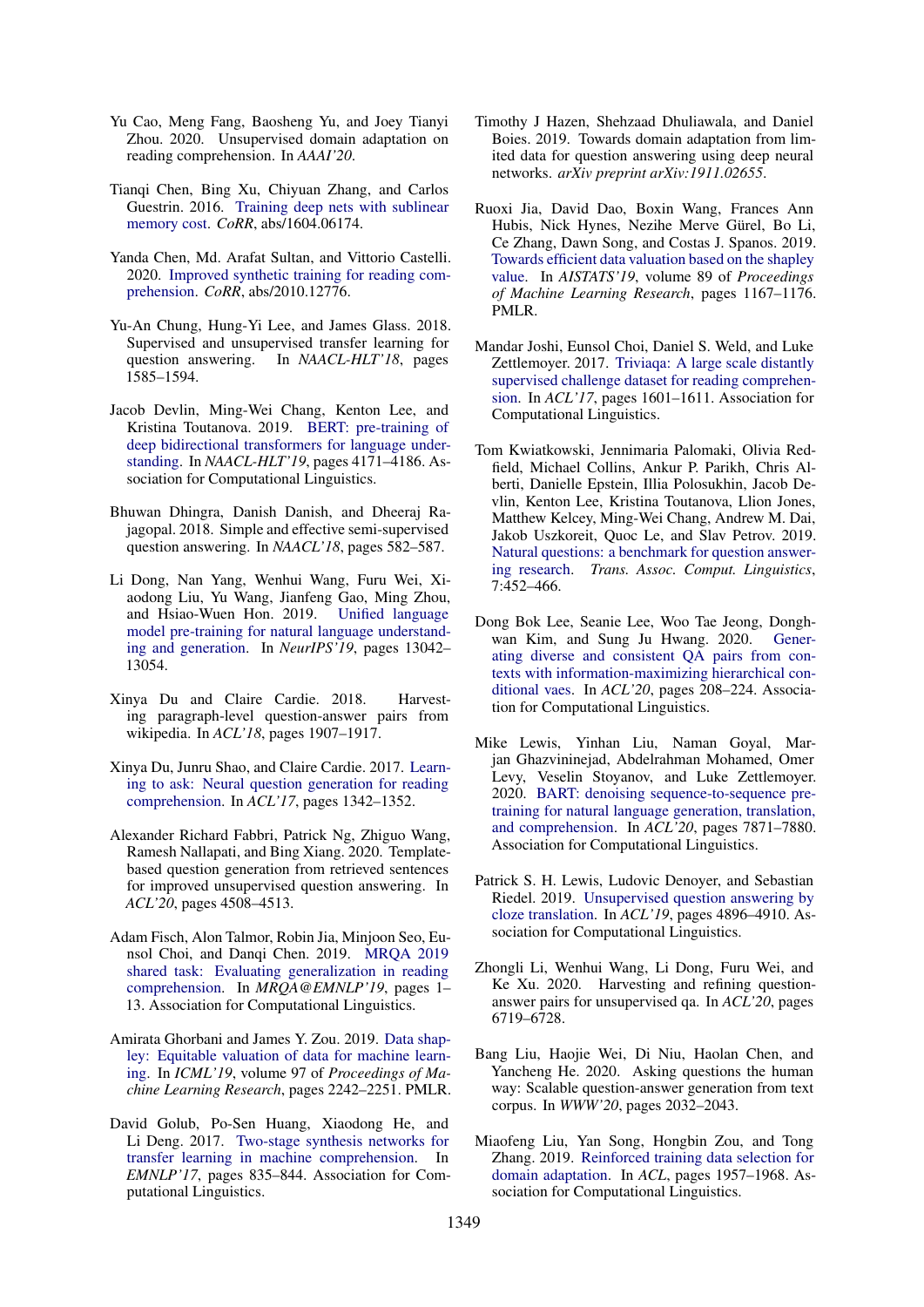Yu Cao, Meng Fang, Baosheng Yu, and Joey Tianyi Zhou. 2020. Unsupervised domain adaptation on reading comprehension. In *AAAI'20*.

Tianqi Chen, Bing Xu, Chiyuan Zhang, and Carlos Guestrin. 2016. Training deep nets with sublinear memory cost. *CoRR*, abs/1604.06174.

Yanda Chen, Md. Arafat Sultan, and Vittorio Castelli. 2020. Improved synthetic training for reading comprehension. *CoRR*, abs/2010.12776.

Yu-An Chung, Hung-Yi Lee, and James Glass. 2018. Supervised and unsupervised transfer learning for question answering. In *NAACL-HLT'18*, pages 1585–1594.

Jacob Devlin, Ming-Wei Chang, Kenton Lee, and Kristina Toutanova. 2019. BERT: pre-training of deep bidirectional transformers for language understanding. In *NAACL-HLT'19*, pages 4171–4186. Association for Computational Linguistics.

Bhuwan Dhingra, Danish Danish, and Dheeraj Rajagopal. 2018. Simple and effective semi-supervised question answering. In *NAACL'18*, pages 582–587.

Li Dong, Nan Yang, Wenhui Wang, Furu Wei, Xiaodong Liu, Yu Wang, Jianfeng Gao, Ming Zhou, and Hsiao-Wuen Hon. 2019. Unified language model pre-training for natural language understanding and generation. In *NeurIPS'19*, pages 13042–13054.

Xinya Du and Claire Cardie. 2018. Harvesting paragraph-level question-answer pairs from wikipedia. In *ACL'18*, pages 1907–1917.

Xinya Du, Junru Shao, and Claire Cardie. 2017. Learning to ask: Neural question generation for reading comprehension. In *ACL'17*, pages 1342–1352.

Alexander Richard Fabbri, Patrick Ng, Zhiguo Wang, Ramesh Nallapati, and Bing Xiang. 2020. Template-based question generation from retrieved sentences for improved unsupervised question answering. In *ACL'20*, pages 4508–4513.

Adam Fisch, Alon Talmor, Robin Jia, Minjoon Seo, Eunsol Choi, and Danqi Chen. 2019. MRQA 2019 shared task: Evaluating generalization in reading comprehension. In *MRQA@EMNLP'19*, pages 1–13. Association for Computational Linguistics.

Amirata Ghorbani and James Y. Zou. 2019. Data shapley: Equitable valuation of data for machine learning. In *ICML'19*, volume 97 of *Proceedings of Machine Learning Research*, pages 2242–2251. PMLR.

David Golub, Po-Sen Huang, Xiaodong He, and Li Deng. 2017. Two-stage synthesis networks for transfer learning in machine comprehension. In *EMNLP'17*, pages 835–844. Association for Computational Linguistics.

Timothy J Hazen, Shehzaad Dhuliawala, and Daniel Boies. 2019. Towards domain adaptation from limited data for question answering using deep neural networks. *arXiv preprint arXiv:1911.02655*.

Ruoxi Jia, David Dao, Boxin Wang, Frances Ann Hubis, Nick Hynes, Nezihe Merve Gürel, Bo Li, Ce Zhang, Dawn Song, and Costas J. Spanos. 2019. Towards efficient data valuation based on the shapley value. In *AISTATS'19*, volume 89 of *Proceedings of Machine Learning Research*, pages 1167–1176. PMLR.

Mandar Joshi, Eunsol Choi, Daniel S. Weld, and Luke Zettlemoyer. 2017. Triviaqa: A large scale distantly supervised challenge dataset for reading comprehension. In *ACL'17*, pages 1601–1611. Association for Computational Linguistics.

Tom Kwiatkowski, Jennimaria Palomaki, Olivia Redfield, Michael Collins, Ankur P. Parikh, Chris Alberti, Danielle Epstein, Illia Polosukhin, Jacob Devlin, Kenton Lee, Kristina Toutanova, Llion Jones, Matthew Kelcey, Ming-Wei Chang, Andrew M. Dai, Jakob Uszkoreit, Quoc Le, and Slav Petrov. 2019. Natural questions: a benchmark for question answering research. *Trans. Assoc. Comput. Linguistics*, 7:452–466.

Dong Bok Lee, Seanie Lee, Woo Tae Jeong, Donghwan Kim, and Sung Ju Hwang. 2020. Generating diverse and consistent QA pairs from contexts with information-maximizing hierarchical conditional vaes. In *ACL'20*, pages 208–224. Association for Computational Linguistics.

Mike Lewis, Yinhan Liu, Naman Goyal, Marjan Ghazvininejad, Abdelrahman Mohamed, Omer Levy, Veselin Stoyanov, and Luke Zettlemoyer. 2020. BART: denoising sequence-to-sequence pre-training for natural language generation, translation, and comprehension. In *ACL'20*, pages 7871–7880. Association for Computational Linguistics.

Patrick S. H. Lewis, Ludovic Denoyer, and Sebastian Riedel. 2019. Unsupervised question answering by cloze translation. In *ACL'19*, pages 4896–4910. Association for Computational Linguistics.

Zhongli Li, Wenhui Wang, Li Dong, Furu Wei, and Ke Xu. 2020. Harvesting and refining question-answer pairs for unsupervised qa. In *ACL'20*, pages 6719–6728.

Bang Liu, Haojie Wei, Di Niu, Haolan Chen, and Yancheng He. 2020. Asking questions the human way: Scalable question-answer generation from text corpus. In *WWW'20*, pages 2032–2043.

Miaofeng Liu, Yan Song, Hongbin Zou, and Tong Zhang. 2019. Reinforced training data selection for domain adaptation. In *ACL*, pages 1957–1968. Association for Computational Linguistics.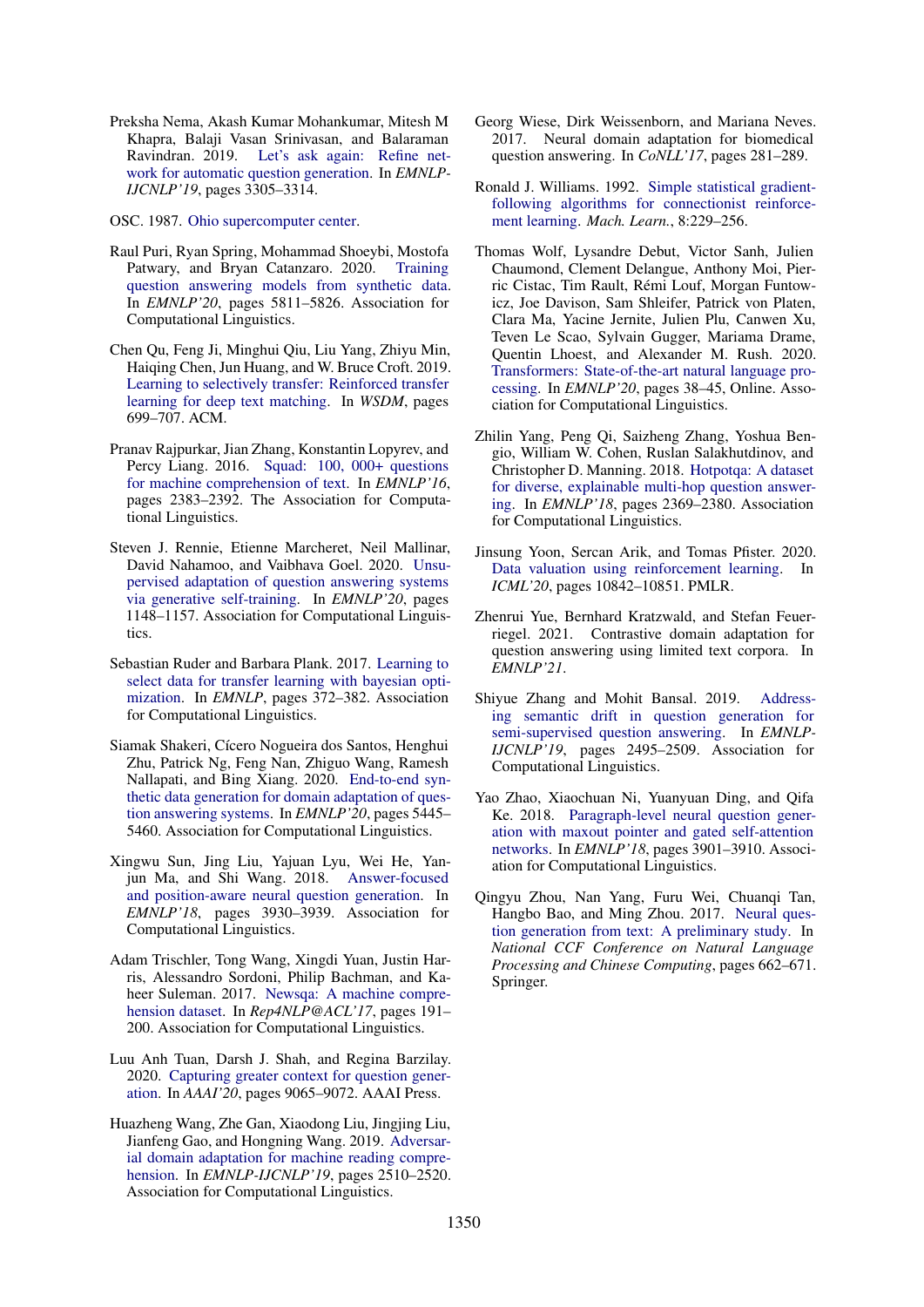Preksha Nema, Akash Kumar Mohankumar, Mitesh M Khapra, Balaji Vasan Srinivasan, and Balaraman Ravindran. 2019. Let's ask again: Refine network for automatic question generation. In *EMNLP-IJCNLP'19*, pages 3305–3314.

OSC. 1987. Ohio supercomputer center.

Raul Puri, Ryan Spring, Mohammad Shoeybi, Mostofa Patwary, and Bryan Catanzaro. 2020. Training question answering models from synthetic data. In *EMNLP'20*, pages 5811–5826. Association for Computational Linguistics.

Chen Qu, Feng Ji, Minghui Qiu, Liu Yang, Zhiyu Min, Haiqing Chen, Jun Huang, and W. Bruce Croft. 2019. Learning to selectively transfer: Reinforced transfer learning for deep text matching. In *WSDM*, pages 699–707. ACM.

Pranav Rajpurkar, Jian Zhang, Konstantin Lopyrev, and Percy Liang. 2016. Squad: 100, 000+ questions for machine comprehension of text. In *EMNLP'16*, pages 2383–2392. The Association for Computational Linguistics.

Steven J. Rennie, Etienne Marcheret, Neil Mallinar, David Nahamoo, and Vaibhava Goel. 2020. Unsupervised adaptation of question answering systems via generative self-training. In *EMNLP'20*, pages 1148–1157. Association for Computational Linguistics.

Sebastian Ruder and Barbara Plank. 2017. Learning to select data for transfer learning with bayesian optimization. In *EMNLP*, pages 372–382. Association for Computational Linguistics.

Siamak Shakeri, Cícero Nogueira dos Santos, Henghui Zhu, Patrick Ng, Feng Nan, Zhiguo Wang, Ramesh Nallapati, and Bing Xiang. 2020. End-to-end synthetic data generation for domain adaptation of question answering systems. In *EMNLP'20*, pages 5445–5460. Association for Computational Linguistics.

Xingwu Sun, Jing Liu, Yajuan Lyu, Wei He, Yanjun Ma, and Shi Wang. 2018. Answer-focused and position-aware neural question generation. In *EMNLP'18*, pages 3930–3939. Association for Computational Linguistics.

Adam Trischler, Tong Wang, Xingdi Yuan, Justin Harris, Alessandro Sordoni, Philip Bachman, and Kaheer Suleman. 2017. Newsqa: A machine comprehension dataset. In *Rep4NLP@ACL'17*, pages 191–200. Association for Computational Linguistics.

Luu Anh Tuan, Darsh J. Shah, and Regina Barzilay. 2020. Capturing greater context for question generation. In *AAAI'20*, pages 9065–9072. AAAI Press.

Huazheng Wang, Zhe Gan, Xiaodong Liu, Jingjing Liu, Jianfeng Gao, and Hongning Wang. 2019. Adversarial domain adaptation for machine reading comprehension. In *EMNLP-IJCNLP'19*, pages 2510–2520. Association for Computational Linguistics.

Georg Wiese, Dirk Weissenborn, and Mariana Neves. 2017. Neural domain adaptation for biomedical question answering. In *CoNLL'17*, pages 281–289.

Ronald J. Williams. 1992. Simple statistical gradient-following algorithms for connectionist reinforcement learning. *Mach. Learn.*, 8:229–256.

Thomas Wolf, Lysandre Debut, Victor Sanh, Julien Chaumond, Clement Delangue, Anthony Moi, Pierric Cistac, Tim Rault, Rémi Louf, Morgan Funtowicz, Joe Davison, Sam Shleifer, Patrick von Platen, Clara Ma, Yacine Jernite, Julien Plu, Canwen Xu, Teven Le Scao, Sylvain Gugger, Mariama Drame, Quentin Lhoest, and Alexander M. Rush. 2020. Transformers: State-of-the-art natural language processing. In *EMNLP'20*, pages 38–45, Online. Association for Computational Linguistics.

Zhilin Yang, Peng Qi, Saizheng Zhang, Yoshua Bengio, William W. Cohen, Ruslan Salakhutdinov, and Christopher D. Manning. 2018. Hotpotqa: A dataset for diverse, explainable multi-hop question answering. In *EMNLP'18*, pages 2369–2380. Association for Computational Linguistics.

Jinsung Yoon, Sercan Arik, and Tomas Pfister. 2020. Data valuation using reinforcement learning. In *ICML'20*, pages 10842–10851. PMLR.

Zhenrui Yue, Bernhard Kratzwald, and Stefan Feuerriegel. 2021. Contrastive domain adaptation for question answering using limited text corpora. In *EMNLP'21*.

Shiyue Zhang and Mohit Bansal. 2019. Addressing semantic drift in question generation for semi-supervised question answering. In *EMNLP-IJCNLP'19*, pages 2495–2509. Association for Computational Linguistics.

Yao Zhao, Xiaochuan Ni, Yuanyuan Ding, and Qifa Ke. 2018. Paragraph-level neural question generation with maxout pointer and gated self-attention networks. In *EMNLP'18*, pages 3901–3910. Association for Computational Linguistics.

Qingyu Zhou, Nan Yang, Furu Wei, Chuanqi Tan, Hangbo Bao, and Ming Zhou. 2017. Neural question generation from text: A preliminary study. In *National CCF Conference on Natural Language Processing and Chinese Computing*, pages 662–671. Springer.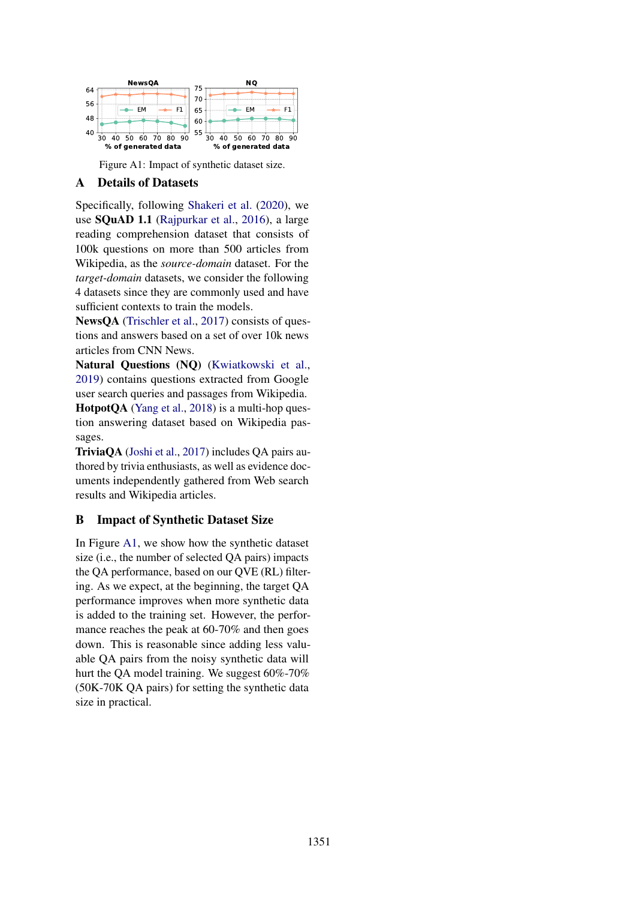NewsQA

64
56
48
40

EM F1

30 40 50 60 70 80 90
% of generated data

NQ

75
70
65
60
55

EM F1

30 40 50 60 70 80 90
% of generated data

Figure A1: Impact of synthetic dataset size.

## A Details of Datasets

Specifically, following Shakeri et al. (2020), we use **SQuAD 1.1** (Rajpurkar et al., 2016), a large reading comprehension dataset that consists of 100k questions on more than 500 articles from Wikipedia, as the *source-domain* dataset. For the *target-domain* datasets, we consider the following 4 datasets since they are commonly used and have sufficient contexts to train the models.

**NewsQA** (Trischler et al., 2017) consists of questions and answers based on a set of over 10k news articles from CNN News.

**Natural Questions (NQ)** (Kwiatkowski et al., 2019) contains questions extracted from Google user search queries and passages from Wikipedia.

**HotpotQA** (Yang et al., 2018) is a multi-hop question answering dataset based on Wikipedia passages.

**TriviaQA** (Joshi et al., 2017) includes QA pairs authored by trivia enthusiasts, as well as evidence documents independently gathered from Web search results and Wikipedia articles.

## B Impact of Synthetic Dataset Size

In Figure A1, we show how the synthetic dataset size (i.e., the number of selected QA pairs) impacts the QA performance, based on our QVE (RL) filtering. As we expect, at the beginning, the target QA performance improves when more synthetic data is added to the training set. However, the performance reaches the peak at 60-70% and then goes down. This is reasonable since adding less valuable QA pairs from the noisy synthetic data will hurt the QA model training. We suggest 60%-70% (50K-70K QA pairs) for setting the synthetic data size in practical.